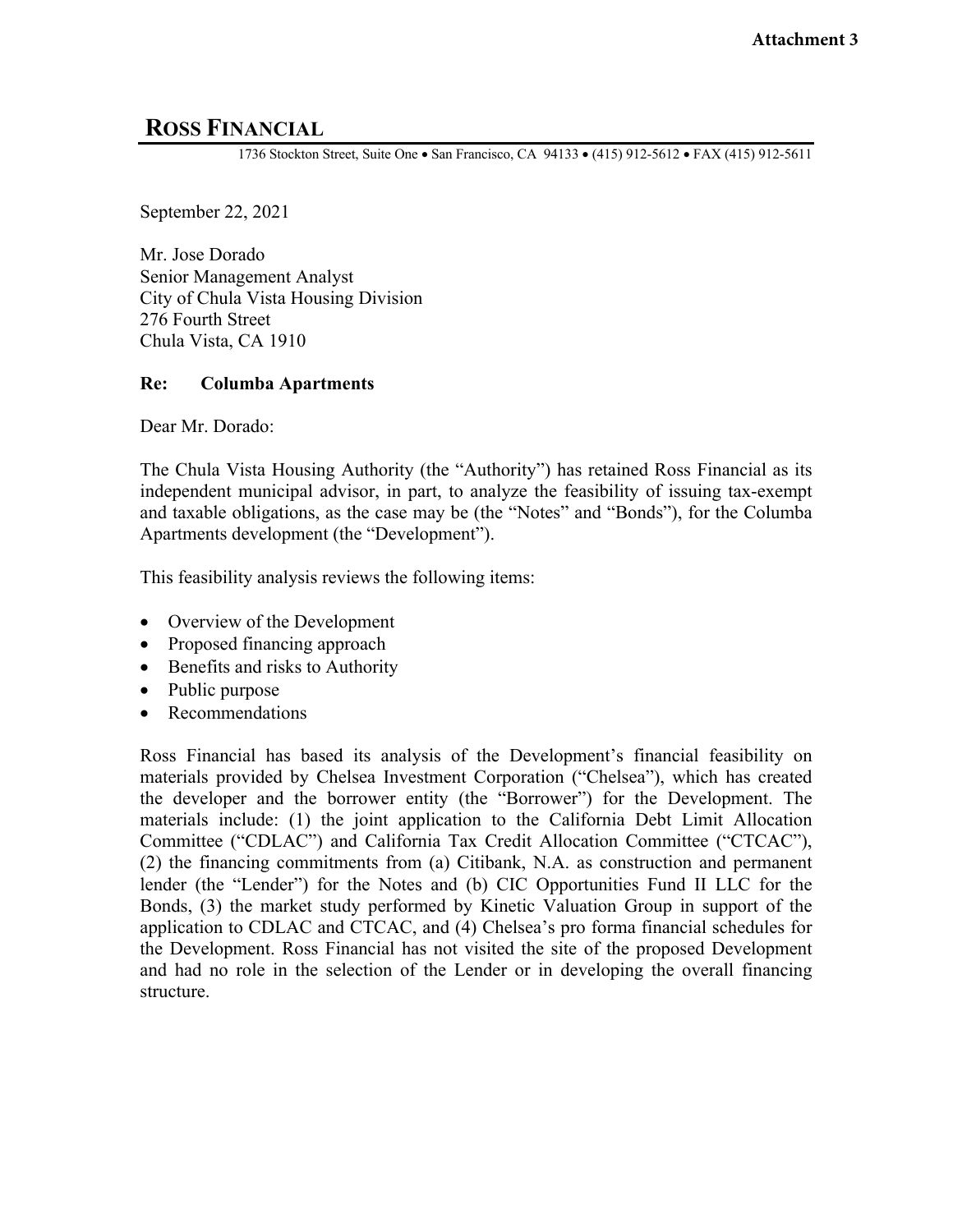**Attachment 3**

# ROSS FINANCIAL

1736 Stockton Street, Suite One • San Francisco, CA 94133 • (415) 912-5612 • FAX (415) 912-5611

September 22, 2021

Mr. Jose Dorado
Senior Management Analyst
City of Chula Vista Housing Division
276 Fourth Street
Chula Vista, CA 1910

**Re: Columba Apartments**

Dear Mr. Dorado:

The Chula Vista Housing Authority (the "Authority") has retained Ross Financial as its independent municipal advisor, in part, to analyze the feasibility of issuing tax-exempt and taxable obligations, as the case may be (the "Notes" and "Bonds"), for the Columba Apartments development (the "Development").

This feasibility analysis reviews the following items:

- Overview of the Development
- Proposed financing approach
- Benefits and risks to Authority
- Public purpose
- Recommendations

Ross Financial has based its analysis of the Development's financial feasibility on materials provided by Chelsea Investment Corporation ("Chelsea"), which has created the developer and the borrower entity (the "Borrower") for the Development. The materials include: (1) the joint application to the California Debt Limit Allocation Committee ("CDLAC") and California Tax Credit Allocation Committee ("CTCAC"), (2) the financing commitments from (a) Citibank, N.A. as construction and permanent lender (the "Lender") for the Notes and (b) CIC Opportunities Fund II LLC for the Bonds, (3) the market study performed by Kinetic Valuation Group in support of the application to CDLAC and CTCAC, and (4) Chelsea's pro forma financial schedules for the Development. Ross Financial has not visited the site of the proposed Development and had no role in the selection of the Lender or in developing the overall financing structure.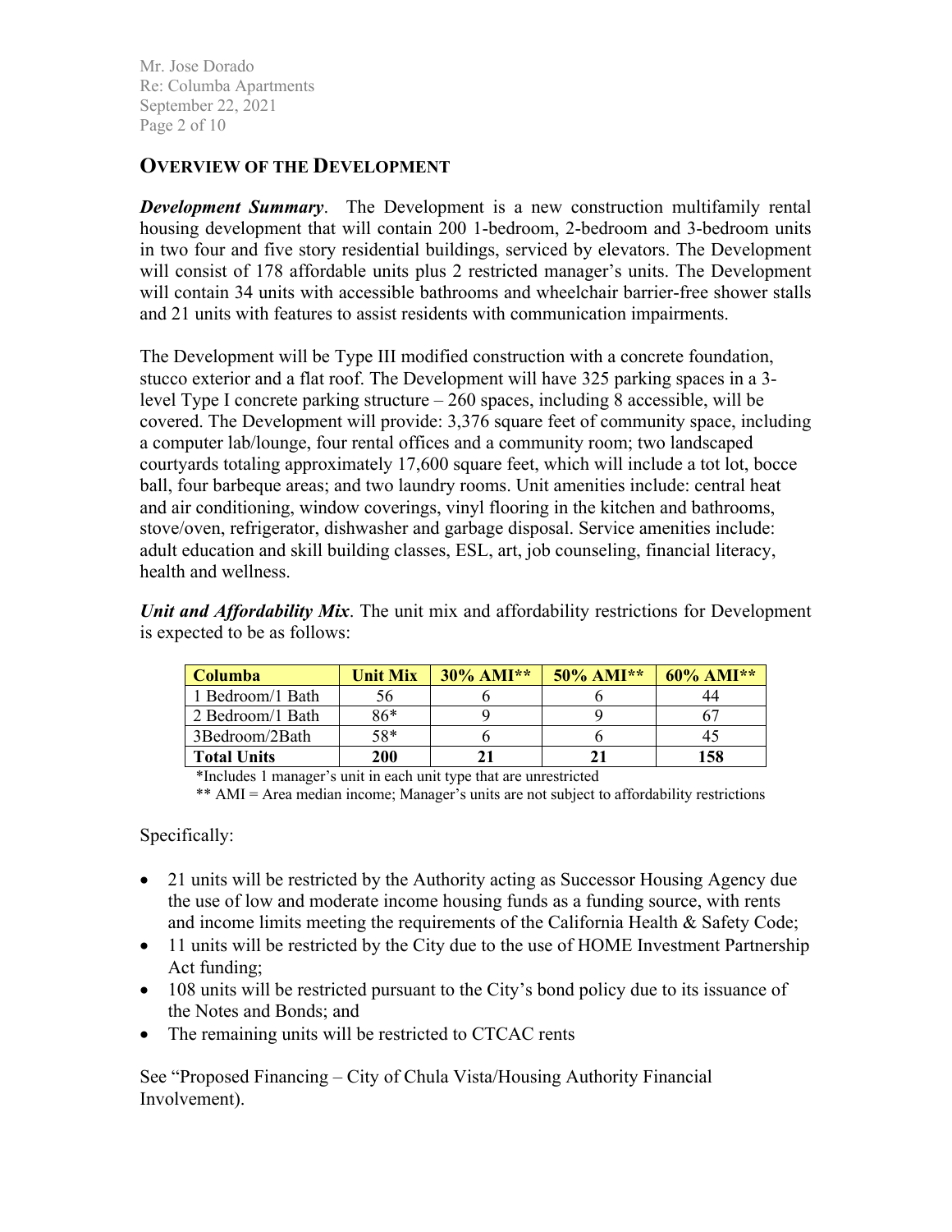## OVERVIEW OF THE DEVELOPMENT

***Development Summary***. The Development is a new construction multifamily rental housing development that will contain 200 1-bedroom, 2-bedroom and 3-bedroom units in two four and five story residential buildings, serviced by elevators. The Development will consist of 178 affordable units plus 2 restricted manager's units. The Development will contain 34 units with accessible bathrooms and wheelchair barrier-free shower stalls and 21 units with features to assist residents with communication impairments.

The Development will be Type III modified construction with a concrete foundation, stucco exterior and a flat roof. The Development will have 325 parking spaces in a 3-level Type I concrete parking structure – 260 spaces, including 8 accessible, will be covered. The Development will provide: 3,376 square feet of community space, including a computer lab/lounge, four rental offices and a community room; two landscaped courtyards totaling approximately 17,600 square feet, which will include a tot lot, bocce ball, four barbeque areas; and two laundry rooms. Unit amenities include: central heat and air conditioning, window coverings, vinyl flooring in the kitchen and bathrooms, stove/oven, refrigerator, dishwasher and garbage disposal. Service amenities include: adult education and skill building classes, ESL, art, job counseling, financial literacy, health and wellness.

***Unit and Affordability Mix***. The unit mix and affordability restrictions for Development is expected to be as follows:

| Columba | Unit Mix | 30% AMI** | 50% AMI** | 60% AMI** |
|---|---|---|---|---|
| 1 Bedroom/1 Bath | 56 | 6 | 6 | 44 |
| 2 Bedroom/1 Bath | 86* | 9 | 9 | 67 |
| 3Bedroom/2Bath | 58* | 6 | 6 | 45 |
| **Total Units** | **200** | **21** | **21** | **158** |

*Includes 1 manager's unit in each unit type that are unrestricted

** AMI = Area median income; Manager's units are not subject to affordability restrictions

Specifically:

- 21 units will be restricted by the Authority acting as Successor Housing Agency due the use of low and moderate income housing funds as a funding source, with rents and income limits meeting the requirements of the California Health & Safety Code;
- 11 units will be restricted by the City due to the use of HOME Investment Partnership Act funding;
- 108 units will be restricted pursuant to the City's bond policy due to its issuance of the Notes and Bonds; and
- The remaining units will be restricted to CTCAC rents

See "Proposed Financing – City of Chula Vista/Housing Authority Financial Involvement).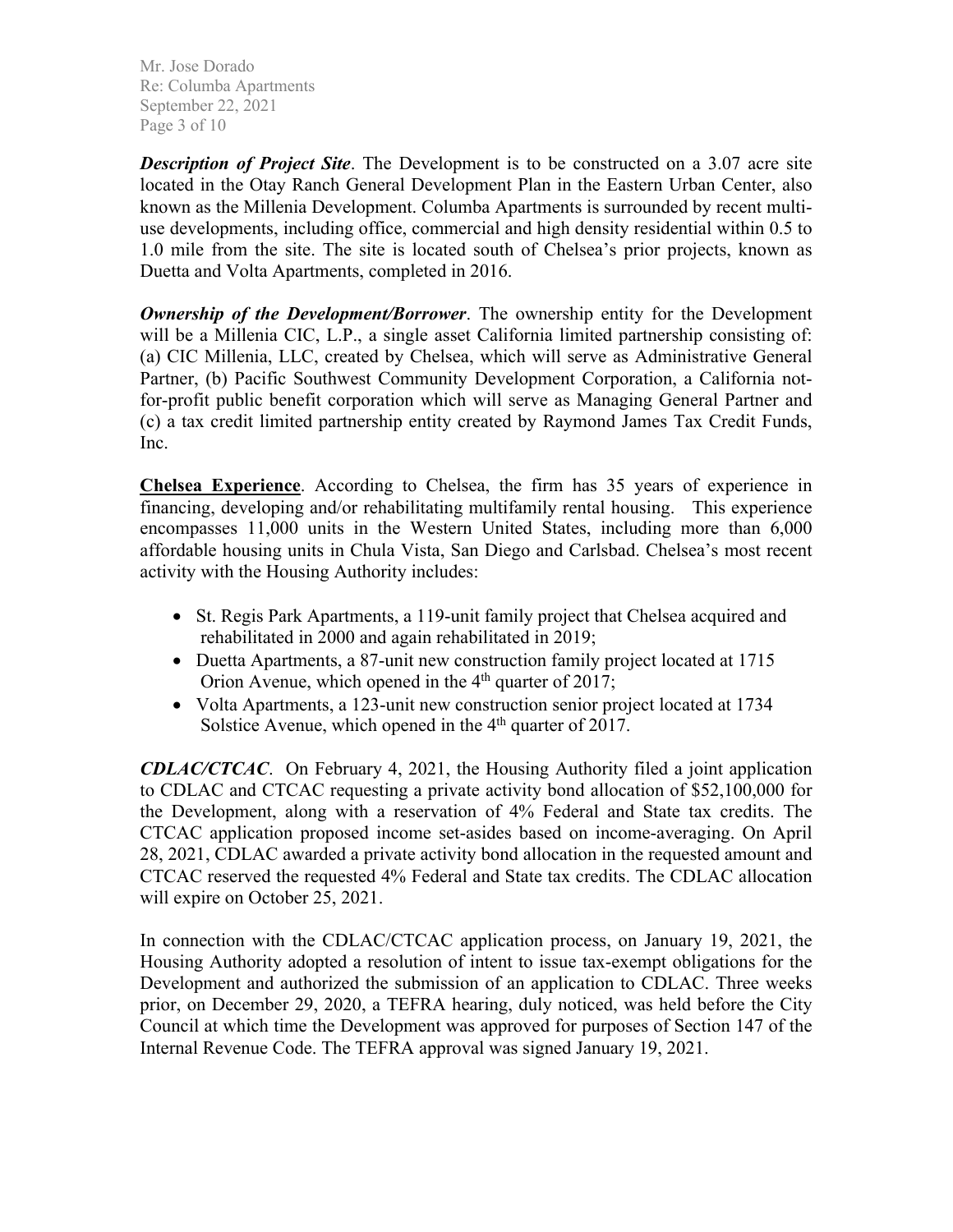***Description of Project Site***. The Development is to be constructed on a 3.07 acre site located in the Otay Ranch General Development Plan in the Eastern Urban Center, also known as the Millenia Development. Columba Apartments is surrounded by recent multi-use developments, including office, commercial and high density residential within 0.5 to 1.0 mile from the site. The site is located south of Chelsea's prior projects, known as Duetta and Volta Apartments, completed in 2016.

***Ownership of the Development/Borrower***. The ownership entity for the Development will be a Millenia CIC, L.P., a single asset California limited partnership consisting of: (a) CIC Millenia, LLC, created by Chelsea, which will serve as Administrative General Partner, (b) Pacific Southwest Community Development Corporation, a California not-for-profit public benefit corporation which will serve as Managing General Partner and (c) a tax credit limited partnership entity created by Raymond James Tax Credit Funds, Inc.

**Chelsea Experience**. According to Chelsea, the firm has 35 years of experience in financing, developing and/or rehabilitating multifamily rental housing. This experience encompasses 11,000 units in the Western United States, including more than 6,000 affordable housing units in Chula Vista, San Diego and Carlsbad. Chelsea's most recent activity with the Housing Authority includes:

- St. Regis Park Apartments, a 119-unit family project that Chelsea acquired and rehabilitated in 2000 and again rehabilitated in 2019;
- Duetta Apartments, a 87-unit new construction family project located at 1715 Orion Avenue, which opened in the 4th quarter of 2017;
- Volta Apartments, a 123-unit new construction senior project located at 1734 Solstice Avenue, which opened in the 4th quarter of 2017.

***CDLAC/CTCAC***. On February 4, 2021, the Housing Authority filed a joint application to CDLAC and CTCAC requesting a private activity bond allocation of $52,100,000 for the Development, along with a reservation of 4% Federal and State tax credits. The CTCAC application proposed income set-asides based on income-averaging. On April 28, 2021, CDLAC awarded a private activity bond allocation in the requested amount and CTCAC reserved the requested 4% Federal and State tax credits. The CDLAC allocation will expire on October 25, 2021.

In connection with the CDLAC/CTCAC application process, on January 19, 2021, the Housing Authority adopted a resolution of intent to issue tax-exempt obligations for the Development and authorized the submission of an application to CDLAC. Three weeks prior, on December 29, 2020, a TEFRA hearing, duly noticed, was held before the City Council at which time the Development was approved for purposes of Section 147 of the Internal Revenue Code. The TEFRA approval was signed January 19, 2021.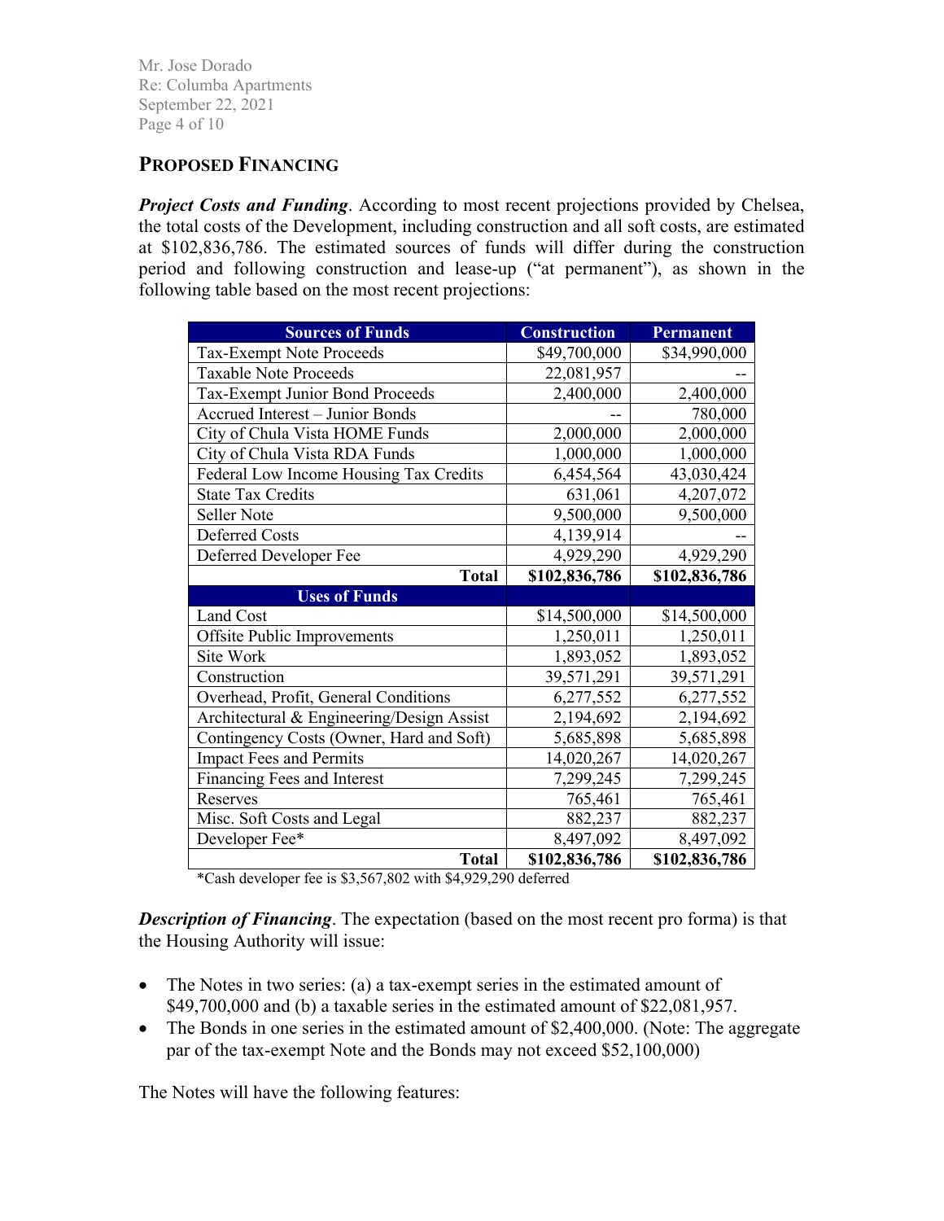## PROPOSED FINANCING

***Project Costs and Funding***. According to most recent projections provided by Chelsea, the total costs of the Development, including construction and all soft costs, are estimated at $102,836,786. The estimated sources of funds will differ during the construction period and following construction and lease-up ("at permanent"), as shown in the following table based on the most recent projections:

| Sources of Funds | Construction | Permanent |
|---|---|---|
| Tax-Exempt Note Proceeds | $49,700,000 | $34,990,000 |
| Taxable Note Proceeds | 22,081,957 | -- |
| Tax-Exempt Junior Bond Proceeds | 2,400,000 | 2,400,000 |
| Accrued Interest – Junior Bonds | -- | 780,000 |
| City of Chula Vista HOME Funds | 2,000,000 | 2,000,000 |
| City of Chula Vista RDA Funds | 1,000,000 | 1,000,000 |
| Federal Low Income Housing Tax Credits | 6,454,564 | 43,030,424 |
| State Tax Credits | 631,061 | 4,207,072 |
| Seller Note | 9,500,000 | 9,500,000 |
| Deferred Costs | 4,139,914 | -- |
| Deferred Developer Fee | 4,929,290 | 4,929,290 |
| **Total** | **$102,836,786** | **$102,836,786** |
| **Uses of Funds** | | |
| Land Cost | $14,500,000 | $14,500,000 |
| Offsite Public Improvements | 1,250,011 | 1,250,011 |
| Site Work | 1,893,052 | 1,893,052 |
| Construction | 39,571,291 | 39,571,291 |
| Overhead, Profit, General Conditions | 6,277,552 | 6,277,552 |
| Architectural & Engineering/Design Assist | 2,194,692 | 2,194,692 |
| Contingency Costs (Owner, Hard and Soft) | 5,685,898 | 5,685,898 |
| Impact Fees and Permits | 14,020,267 | 14,020,267 |
| Financing Fees and Interest | 7,299,245 | 7,299,245 |
| Reserves | 765,461 | 765,461 |
| Misc. Soft Costs and Legal | 882,237 | 882,237 |
| Developer Fee* | 8,497,092 | 8,497,092 |
| **Total** | **$102,836,786** | **$102,836,786** |

*Cash developer fee is $3,567,802 with $4,929,290 deferred

***Description of Financing***. The expectation (based on the most recent pro forma) is that the Housing Authority will issue:

- The Notes in two series: (a) a tax-exempt series in the estimated amount of $49,700,000 and (b) a taxable series in the estimated amount of $22,081,957.
- The Bonds in one series in the estimated amount of $2,400,000. (Note: The aggregate par of the tax-exempt Note and the Bonds may not exceed $52,100,000)

The Notes will have the following features: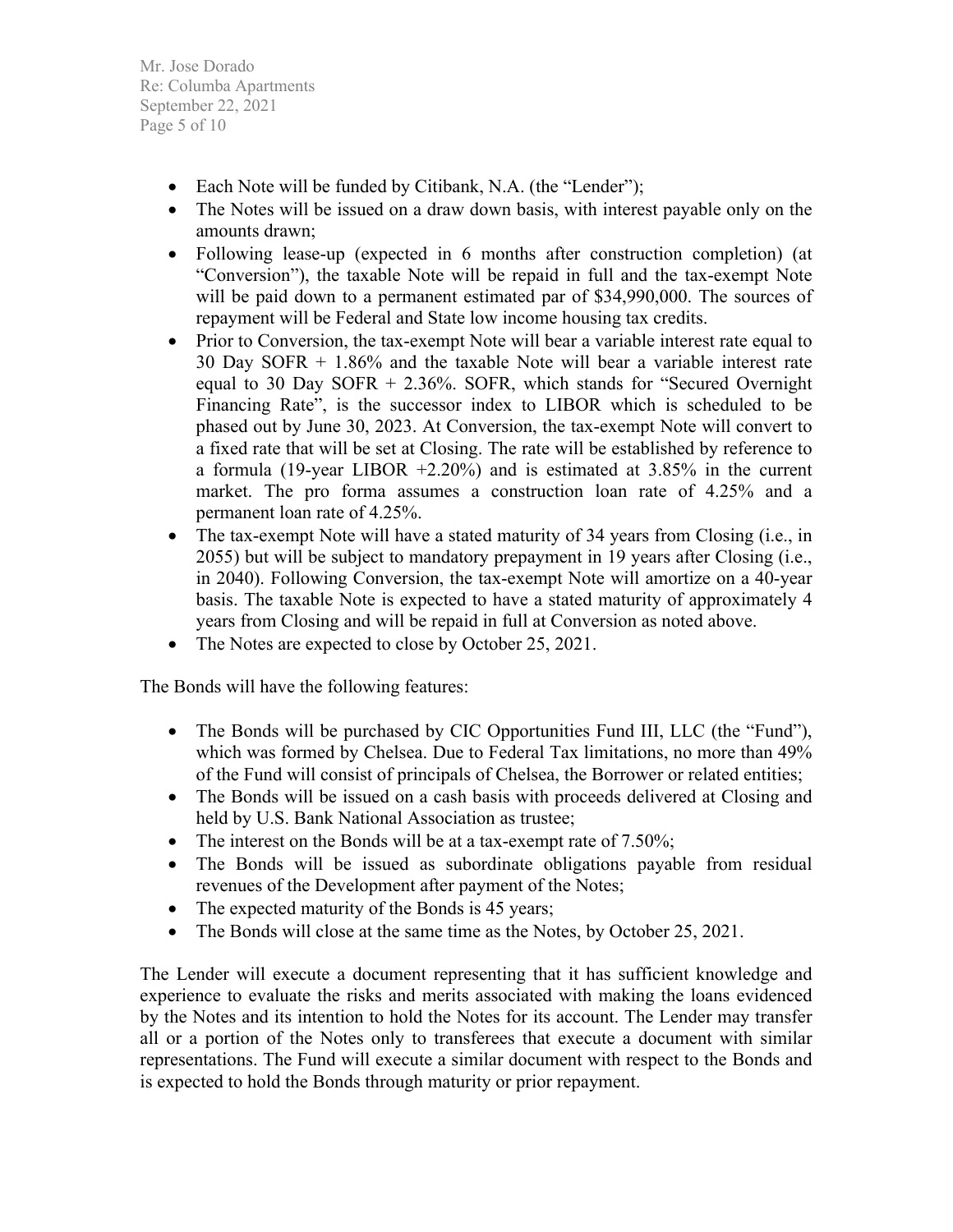- Each Note will be funded by Citibank, N.A. (the "Lender");
- The Notes will be issued on a draw down basis, with interest payable only on the amounts drawn;
- Following lease-up (expected in 6 months after construction completion) (at "Conversion"), the taxable Note will be repaid in full and the tax-exempt Note will be paid down to a permanent estimated par of $34,990,000. The sources of repayment will be Federal and State low income housing tax credits.
- Prior to Conversion, the tax-exempt Note will bear a variable interest rate equal to 30 Day SOFR + 1.86% and the taxable Note will bear a variable interest rate equal to 30 Day SOFR + 2.36%. SOFR, which stands for "Secured Overnight Financing Rate", is the successor index to LIBOR which is scheduled to be phased out by June 30, 2023. At Conversion, the tax-exempt Note will convert to a fixed rate that will be set at Closing. The rate will be established by reference to a formula (19-year LIBOR +2.20%) and is estimated at 3.85% in the current market. The pro forma assumes a construction loan rate of 4.25% and a permanent loan rate of 4.25%.
- The tax-exempt Note will have a stated maturity of 34 years from Closing (i.e., in 2055) but will be subject to mandatory prepayment in 19 years after Closing (i.e., in 2040). Following Conversion, the tax-exempt Note will amortize on a 40-year basis. The taxable Note is expected to have a stated maturity of approximately 4 years from Closing and will be repaid in full at Conversion as noted above.
- The Notes are expected to close by October 25, 2021.

The Bonds will have the following features:

- The Bonds will be purchased by CIC Opportunities Fund III, LLC (the "Fund"), which was formed by Chelsea. Due to Federal Tax limitations, no more than 49% of the Fund will consist of principals of Chelsea, the Borrower or related entities;
- The Bonds will be issued on a cash basis with proceeds delivered at Closing and held by U.S. Bank National Association as trustee;
- The interest on the Bonds will be at a tax-exempt rate of 7.50%;
- The Bonds will be issued as subordinate obligations payable from residual revenues of the Development after payment of the Notes;
- The expected maturity of the Bonds is 45 years;
- The Bonds will close at the same time as the Notes, by October 25, 2021.

The Lender will execute a document representing that it has sufficient knowledge and experience to evaluate the risks and merits associated with making the loans evidenced by the Notes and its intention to hold the Notes for its account. The Lender may transfer all or a portion of the Notes only to transferees that execute a document with similar representations. The Fund will execute a similar document with respect to the Bonds and is expected to hold the Bonds through maturity or prior repayment.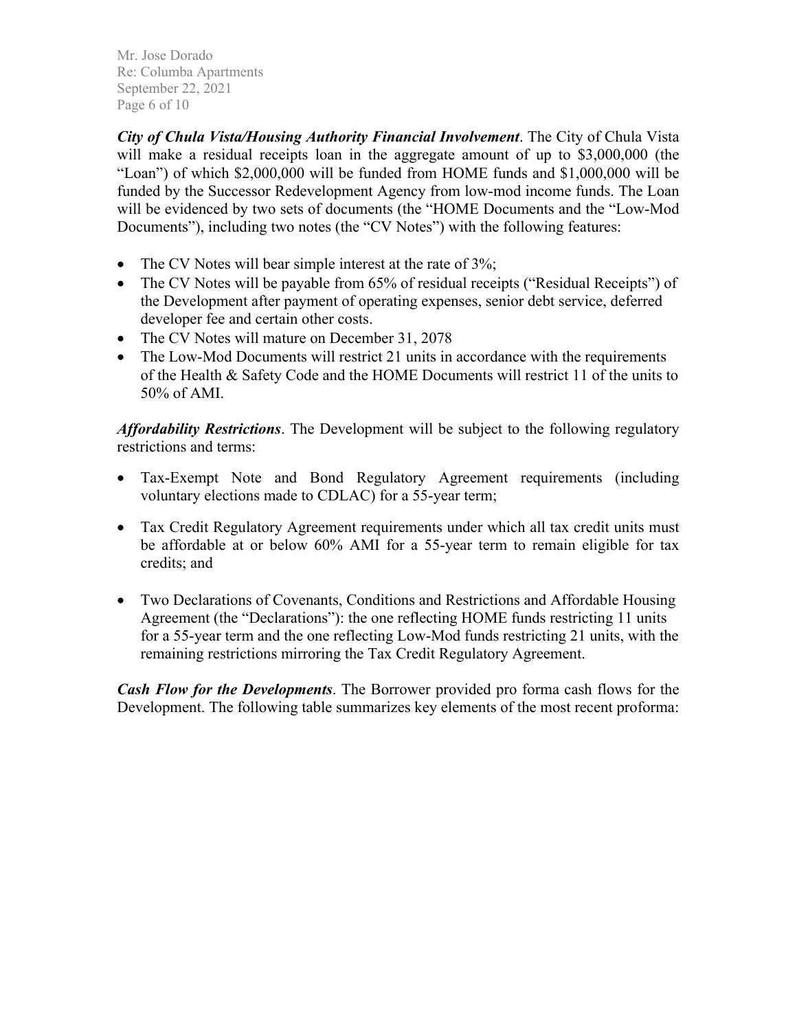***City of Chula Vista/Housing Authority Financial Involvement***. The City of Chula Vista will make a residual receipts loan in the aggregate amount of up to $3,000,000 (the "Loan") of which $2,000,000 will be funded from HOME funds and $1,000,000 will be funded by the Successor Redevelopment Agency from low-mod income funds. The Loan will be evidenced by two sets of documents (the "HOME Documents and the "Low-Mod Documents"), including two notes (the "CV Notes") with the following features:

- The CV Notes will bear simple interest at the rate of 3%;
- The CV Notes will be payable from 65% of residual receipts ("Residual Receipts") of the Development after payment of operating expenses, senior debt service, deferred developer fee and certain other costs.
- The CV Notes will mature on December 31, 2078
- The Low-Mod Documents will restrict 21 units in accordance with the requirements of the Health & Safety Code and the HOME Documents will restrict 11 of the units to 50% of AMI.

***Affordability Restrictions***. The Development will be subject to the following regulatory restrictions and terms:

- Tax-Exempt Note and Bond Regulatory Agreement requirements (including voluntary elections made to CDLAC) for a 55-year term;
- Tax Credit Regulatory Agreement requirements under which all tax credit units must be affordable at or below 60% AMI for a 55-year term to remain eligible for tax credits; and
- Two Declarations of Covenants, Conditions and Restrictions and Affordable Housing Agreement (the "Declarations"): the one reflecting HOME funds restricting 11 units for a 55-year term and the one reflecting Low-Mod funds restricting 21 units, with the remaining restrictions mirroring the Tax Credit Regulatory Agreement.

***Cash Flow for the Developments***. The Borrower provided pro forma cash flows for the Development. The following table summarizes key elements of the most recent proforma: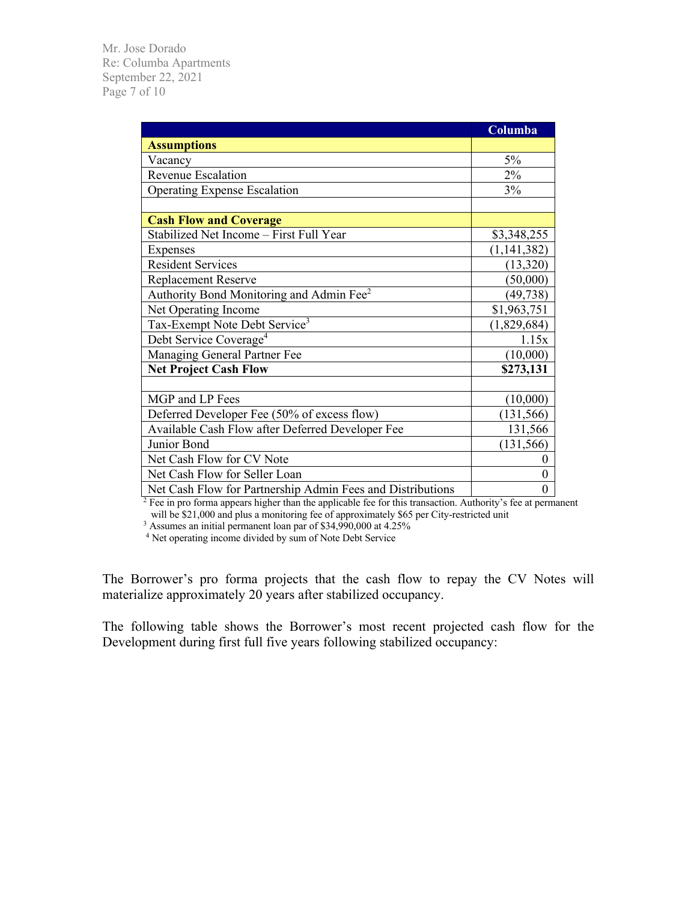| | Columba |
|---|---|
| **Assumptions** | |
| Vacancy | 5% |
| Revenue Escalation | 2% |
| Operating Expense Escalation | 3% |
| | |
| **Cash Flow and Coverage** | |
| Stabilized Net Income – First Full Year | $3,348,255 |
| Expenses | (1,141,382) |
| Resident Services | (13,320) |
| Replacement Reserve | (50,000) |
| Authority Bond Monitoring and Admin Fee[2] | (49,738) |
| Net Operating Income | $1,963,751 |
| Tax-Exempt Note Debt Service[3] | (1,829,684) |
| Debt Service Coverage[4] | 1.15x |
| Managing General Partner Fee | (10,000) |
| **Net Project Cash Flow** | **$273,131** |
| | |
| MGP and LP Fees | (10,000) |
| Deferred Developer Fee (50% of excess flow) | (131,566) |
| Available Cash Flow after Deferred Developer Fee | 131,566 |
| Junior Bond | (131,566) |
| Net Cash Flow for CV Note | 0 |
| Net Cash Flow for Seller Loan | 0 |
| Net Cash Flow for Partnership Admin Fees and Distributions | 0 |

[2] Fee in pro forma appears higher than the applicable fee for this transaction. Authority's fee at permanent will be $21,000 and plus a monitoring fee of approximately $65 per City-restricted unit

[3] Assumes an initial permanent loan par of $34,990,000 at 4.25%

[4] Net operating income divided by sum of Note Debt Service

The Borrower's pro forma projects that the cash flow to repay the CV Notes will materialize approximately 20 years after stabilized occupancy.

The following table shows the Borrower's most recent projected cash flow for the Development during first full five years following stabilized occupancy: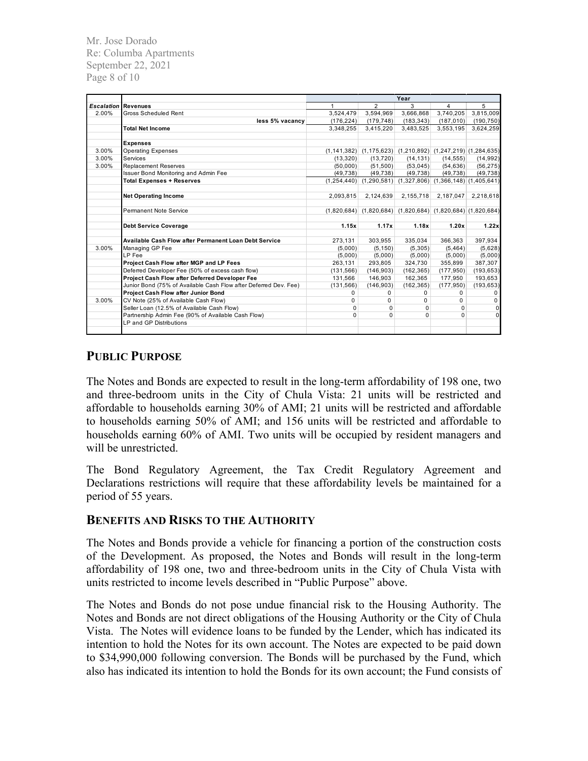| *Escalation* | **Revenues** | **Year** 1 | 2 | 3 | 4 | 5 |
|---|---|---|---|---|---|---|
| 2.00% | Gross Scheduled Rent | 3,524,479 | 3,594,969 | 3,666,868 | 3,740,205 | 3,815,009 |
| | less 5% vacancy | (176,224) | (179,748) | (183,343) | (187,010) | (190,750) |
| | **Total Net Income** | 3,348,255 | 3,415,220 | 3,483,525 | 3,553,195 | 3,624,259 |
| | | | | | | |
| | **Expenses** | | | | | |
| 3.00% | Operating Expenses | (1,141,382) | (1,175,623) | (1,210,892) | (1,247,219) | (1,284,635) |
| 3.00% | Services | (13,320) | (13,720) | (14,131) | (14,555) | (14,992) |
| 3.00% | Replacement Reserves | (50,000) | (51,500) | (53,045) | (54,636) | (56,275) |
| | Issuer Bond Monitoring and Admin Fee | (49,738) | (49,738) | (49,738) | (49,738) | (49,738) |
| | **Total Expenses + Reserves** | (1,254,440) | (1,290,581) | (1,327,806) | (1,366,148) | (1,405,641) |
| | | | | | | |
| | **Net Operating Income** | 2,093,815 | 2,124,639 | 2,155,718 | 2,187,047 | 2,218,618 |
| | | | | | | |
| | Permanent Note Service | (1,820,684) | (1,820,684) | (1,820,684) | (1,820,684) | (1,820,684) |
| | | | | | | |
| | **Debt Service Coverage** | **1.15x** | **1.17x** | **1.18x** | **1.20x** | **1.22x** |
| | | | | | | |
| | **Available Cash Flow after Permanent Loan Debt Service** | 273,131 | 303,955 | 335,034 | 366,363 | 397,934 |
| 3.00% | Managing GP Fee | (5,000) | (5,150) | (5,305) | (5,464) | (5,628) |
| | LP Fee | (5,000) | (5,000) | (5,000) | (5,000) | (5,000) |
| | **Project Cash Flow after MGP and LP Fees** | 263,131 | 293,805 | 324,730 | 355,899 | 387,307 |
| | Deferred Developer Fee (50% of excess cash flow) | (131,566) | (146,903) | (162,365) | (177,950) | (193,653) |
| | **Project Cash Flow after Deferred Developer Fee** | 131,566 | 146,903 | 162,365 | 177,950 | 193,653 |
| | Junior Bond (75% of Available Cash Flow after Deferred Dev. Fee) | (131,566) | (146,903) | (162,365) | (177,950) | (193,653) |
| | **Project Cash Flow after Junior Bond** | 0 | 0 | 0 | 0 | 0 |
| 3.00% | CV Note (25% of Available Cash Flow) | 0 | 0 | 0 | 0 | 0 |
| | Seller Loan (12.5% of Available Cash Flow) | 0 | 0 | 0 | 0 | 0 |
| | Partnership Admin Fee (90% of Available Cash Flow) | 0 | 0 | 0 | 0 | 0 |
| | LP and GP Distributions | | | | | |

## PUBLIC PURPOSE

The Notes and Bonds are expected to result in the long-term affordability of 198 one, two and three-bedroom units in the City of Chula Vista: 21 units will be restricted and affordable to households earning 30% of AMI; 21 units will be restricted and affordable to households earning 50% of AMI; and 156 units will be restricted and affordable to households earning 60% of AMI. Two units will be occupied by resident managers and will be unrestricted.

The Bond Regulatory Agreement, the Tax Credit Regulatory Agreement and Declarations restrictions will require that these affordability levels be maintained for a period of 55 years.

## BENEFITS AND RISKS TO THE AUTHORITY

The Notes and Bonds provide a vehicle for financing a portion of the construction costs of the Development. As proposed, the Notes and Bonds will result in the long-term affordability of 198 one, two and three-bedroom units in the City of Chula Vista with units restricted to income levels described in "Public Purpose" above.

The Notes and Bonds do not pose undue financial risk to the Housing Authority. The Notes and Bonds are not direct obligations of the Housing Authority or the City of Chula Vista. The Notes will evidence loans to be funded by the Lender, which has indicated its intention to hold the Notes for its own account. The Notes are expected to be paid down to $34,990,000 following conversion. The Bonds will be purchased by the Fund, which also has indicated its intention to hold the Bonds for its own account; the Fund consists of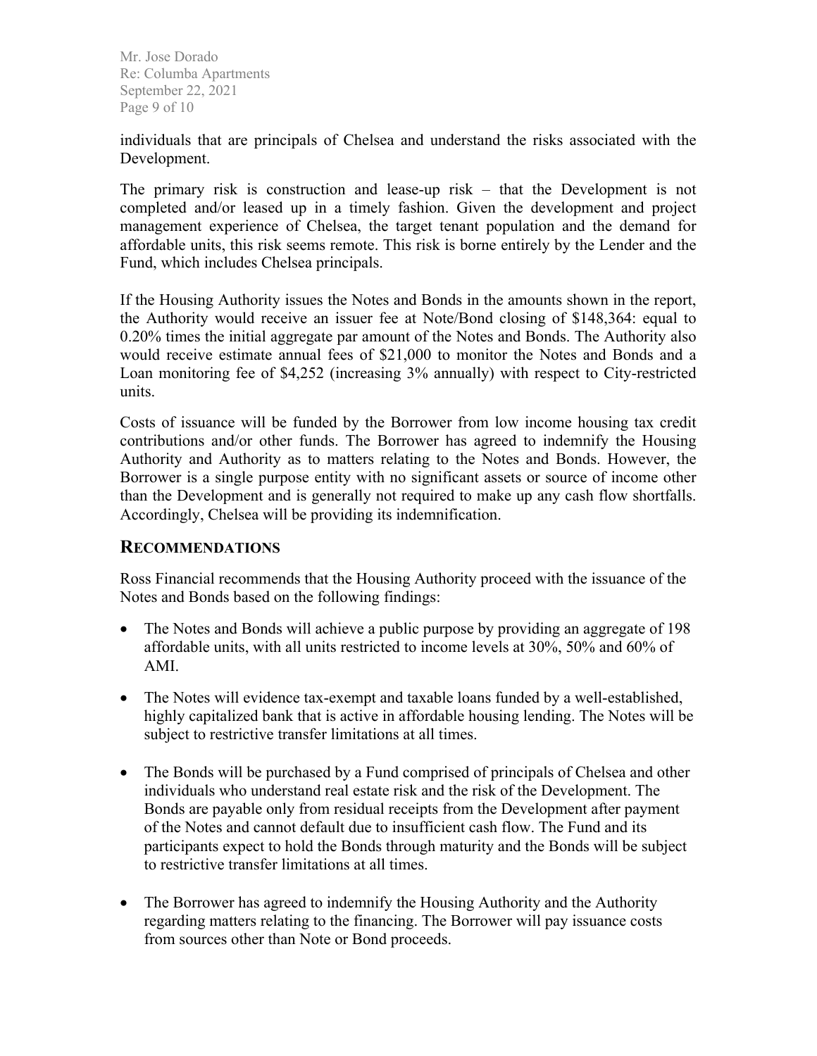individuals that are principals of Chelsea and understand the risks associated with the Development.

The primary risk is construction and lease-up risk – that the Development is not completed and/or leased up in a timely fashion. Given the development and project management experience of Chelsea, the target tenant population and the demand for affordable units, this risk seems remote. This risk is borne entirely by the Lender and the Fund, which includes Chelsea principals.

If the Housing Authority issues the Notes and Bonds in the amounts shown in the report, the Authority would receive an issuer fee at Note/Bond closing of $148,364: equal to 0.20% times the initial aggregate par amount of the Notes and Bonds. The Authority also would receive estimate annual fees of $21,000 to monitor the Notes and Bonds and a Loan monitoring fee of $4,252 (increasing 3% annually) with respect to City-restricted units.

Costs of issuance will be funded by the Borrower from low income housing tax credit contributions and/or other funds. The Borrower has agreed to indemnify the Housing Authority and Authority as to matters relating to the Notes and Bonds. However, the Borrower is a single purpose entity with no significant assets or source of income other than the Development and is generally not required to make up any cash flow shortfalls. Accordingly, Chelsea will be providing its indemnification.

## RECOMMENDATIONS

Ross Financial recommends that the Housing Authority proceed with the issuance of the Notes and Bonds based on the following findings:

- The Notes and Bonds will achieve a public purpose by providing an aggregate of 198 affordable units, with all units restricted to income levels at 30%, 50% and 60% of AMI.

- The Notes will evidence tax-exempt and taxable loans funded by a well-established, highly capitalized bank that is active in affordable housing lending. The Notes will be subject to restrictive transfer limitations at all times.

- The Bonds will be purchased by a Fund comprised of principals of Chelsea and other individuals who understand real estate risk and the risk of the Development. The Bonds are payable only from residual receipts from the Development after payment of the Notes and cannot default due to insufficient cash flow. The Fund and its participants expect to hold the Bonds through maturity and the Bonds will be subject to restrictive transfer limitations at all times.

- The Borrower has agreed to indemnify the Housing Authority and the Authority regarding matters relating to the financing. The Borrower will pay issuance costs from sources other than Note or Bond proceeds.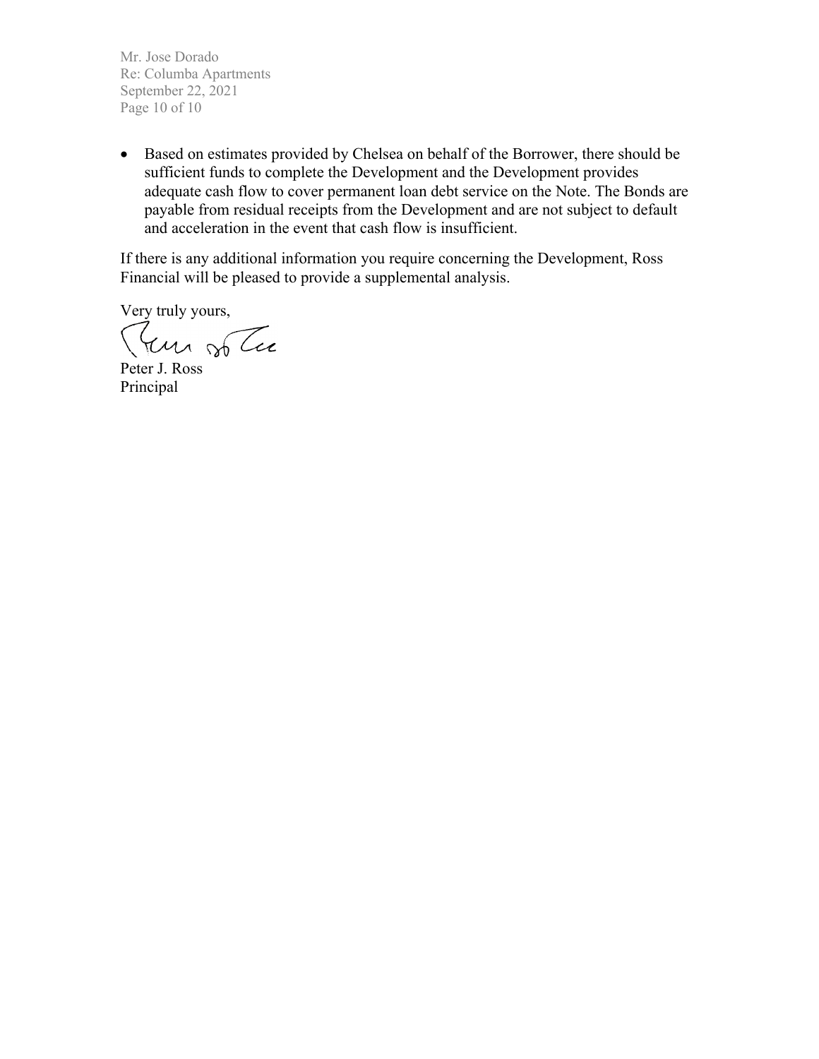- Based on estimates provided by Chelsea on behalf of the Borrower, there should be sufficient funds to complete the Development and the Development provides adequate cash flow to cover permanent loan debt service on the Note. The Bonds are payable from residual receipts from the Development and are not subject to default and acceleration in the event that cash flow is insufficient.

If there is any additional information you require concerning the Development, Ross Financial will be pleased to provide a supplemental analysis.

Very truly yours,

Peter J. Ross
Principal